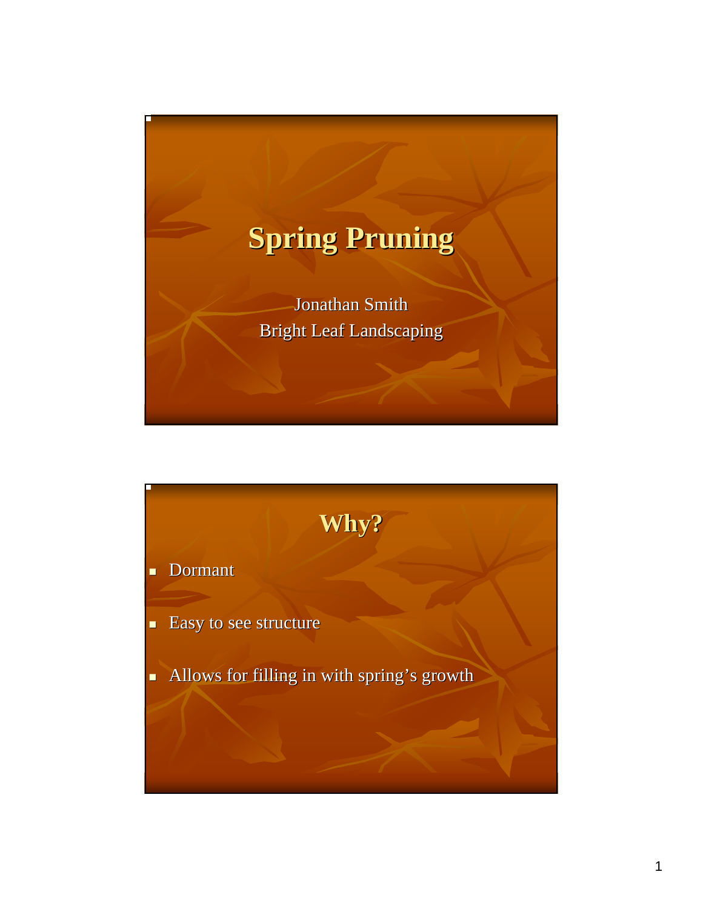# Spring Pruning

Jonathan Smith
Bright Leaf Landscaping

## Why?

- Dormant
- Easy to see structure
- Allows for filling in with spring’s growth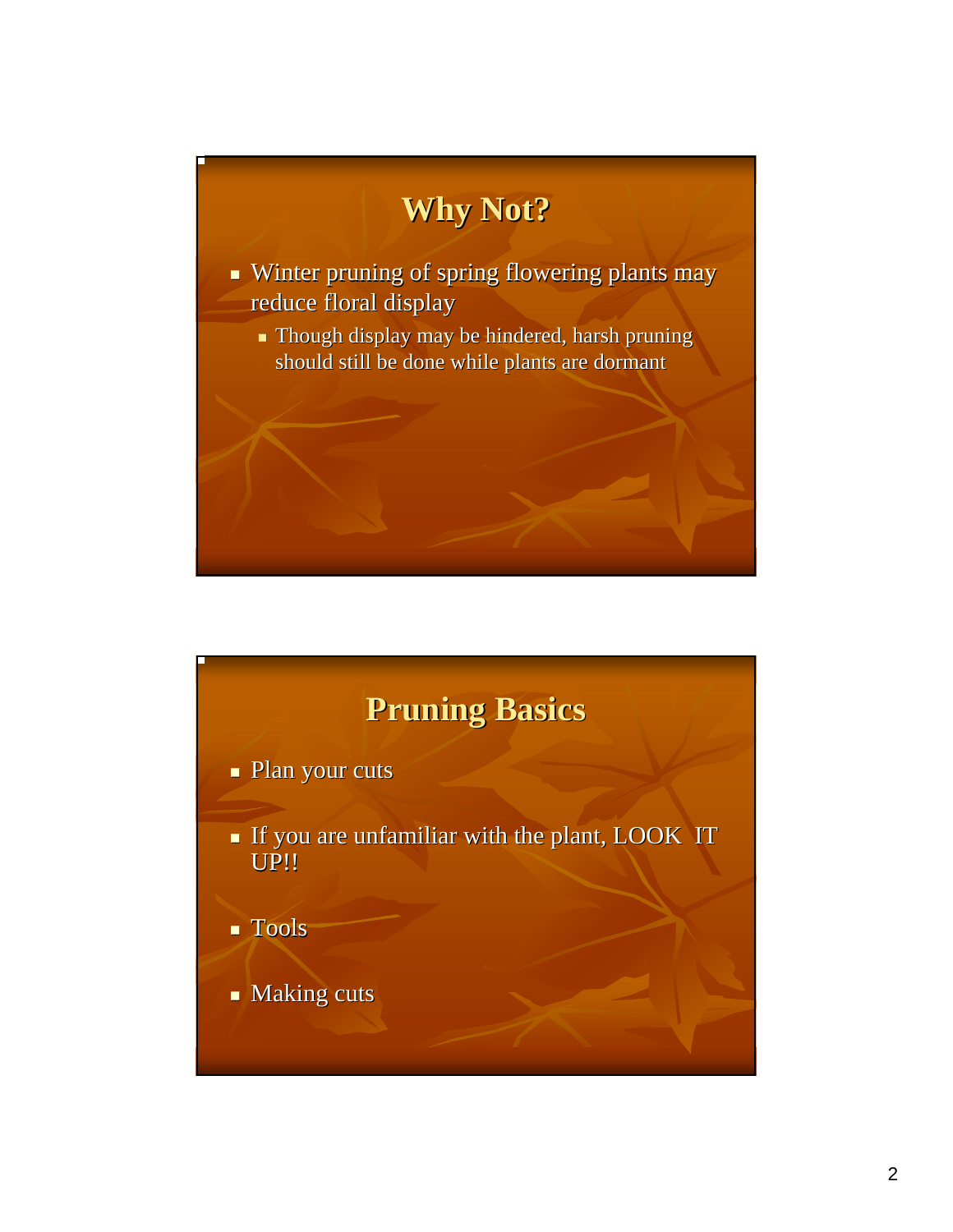## Why Not?

- Winter pruning of spring flowering plants may reduce floral display
  - Though display may be hindered, harsh pruning should still be done while plants are dormant

## Pruning Basics

- Plan your cuts
- If you are unfamiliar with the plant, LOOK IT UP!!
- Tools
- Making cuts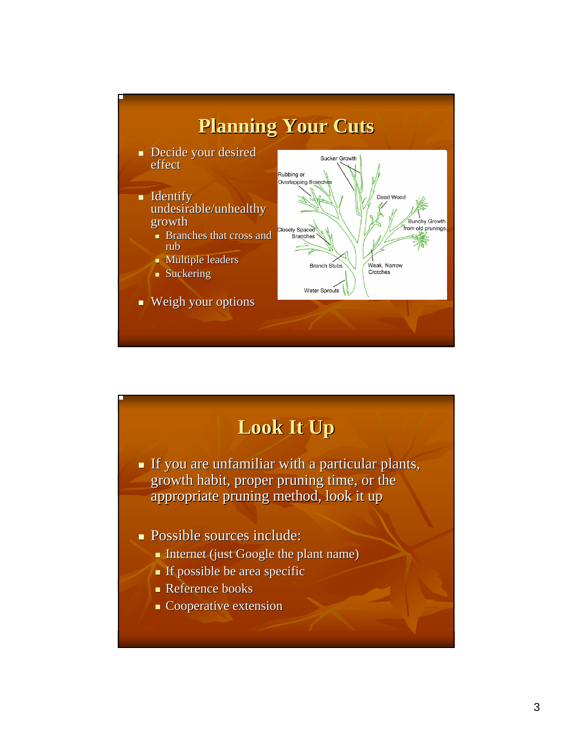## Planning Your Cuts

- Decide your desired effect
- Identify undesirable/unhealthy growth
  - Branches that cross and rub
  - Multiple leaders
  - Suckering
- Weigh your options

## Look It Up

- If you are unfamiliar with a particular plants, growth habit, proper pruning time, or the appropriate pruning method, look it up
- Possible sources include:
  - Internet (just Google the plant name)
  - If possible be area specific
  - Reference books
  - Cooperative extension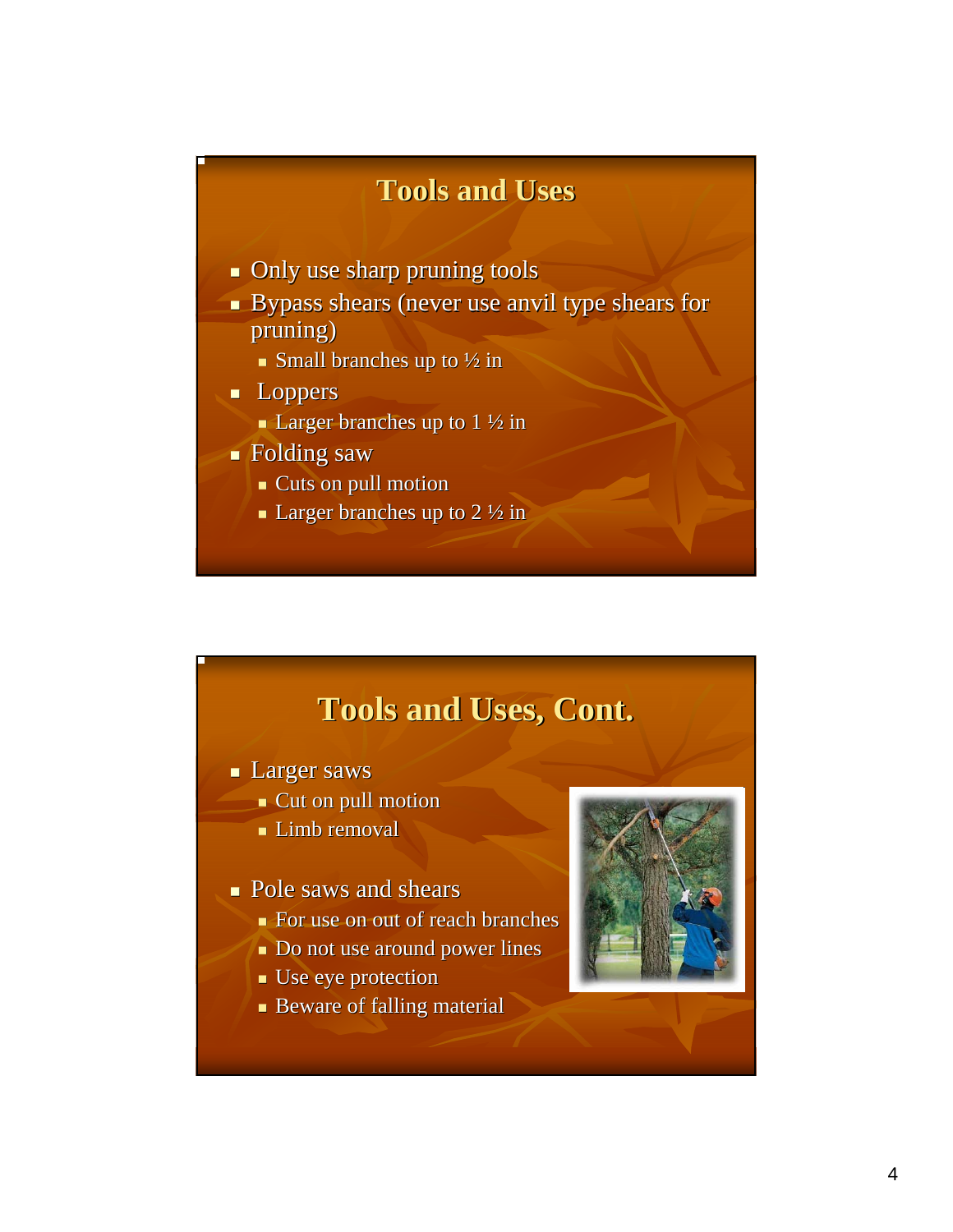## Tools and Uses

- Only use sharp pruning tools
- Bypass shears (never use anvil type shears for pruning)
  - Small branches up to ½ in
- Loppers
  - Larger branches up to 1 ½ in
- Folding saw
  - Cuts on pull motion
  - Larger branches up to 2 ½ in

## Tools and Uses, Cont.

- Larger saws
  - Cut on pull motion
  - Limb removal
- Pole saws and shears
  - For use on out of reach branches
  - Do not use around power lines
  - Use eye protection
  - Beware of falling material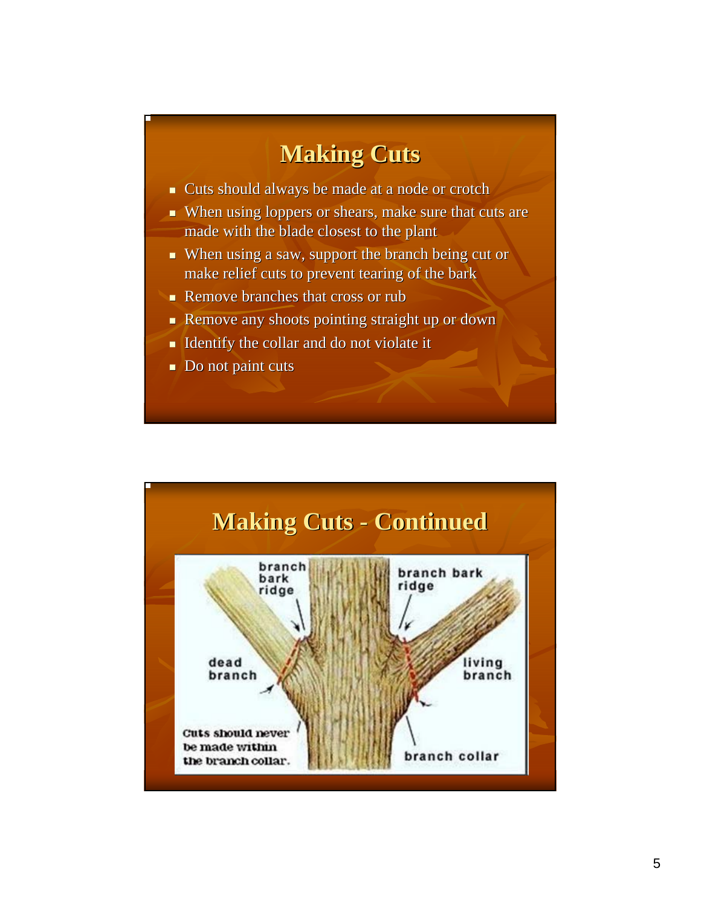## Making Cuts

- Cuts should always be made at a node or crotch
- When using loppers or shears, make sure that cuts are made with the blade closest to the plant
- When using a saw, support the branch being cut or make relief cuts to prevent tearing of the bark
- Remove branches that cross or rub
- Remove any shoots pointing straight up or down
- Identify the collar and do not violate it
- Do not paint cuts

## Making Cuts - Continued

branch bark ridge

branch bark ridge

dead branch

living branch

Cuts should never be made within the branch collar.

branch collar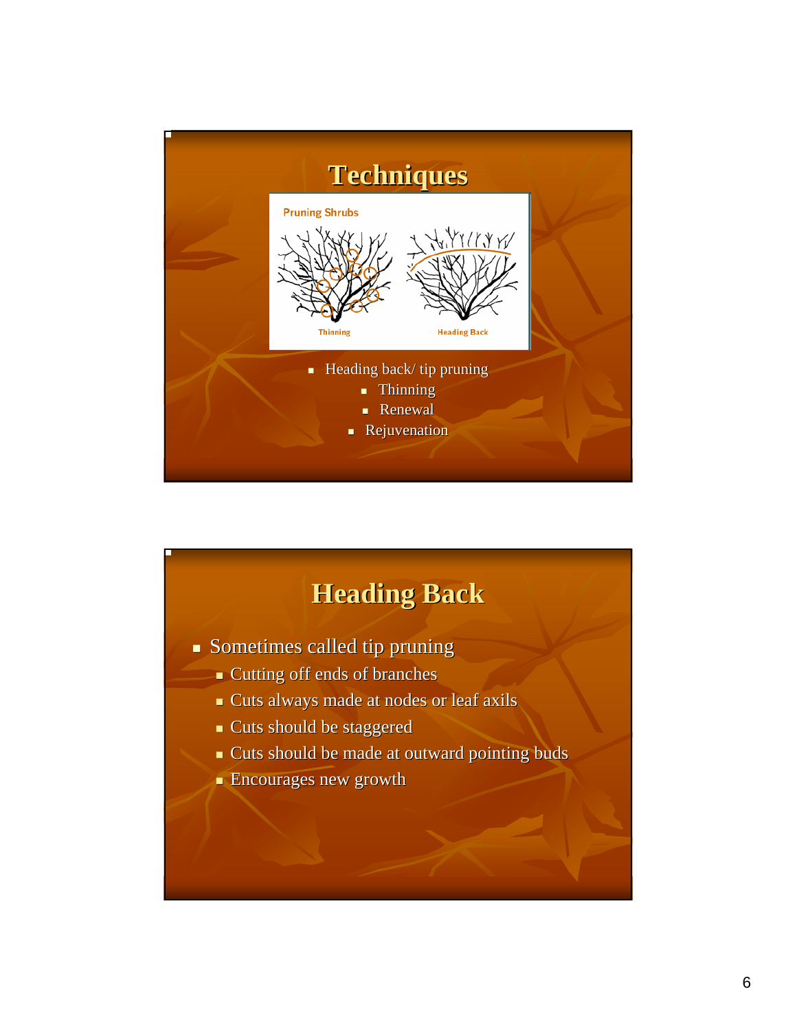# Techniques

Pruning Shrubs

Thinning — Heading Back

- Heading back/ tip pruning
  - Thinning
  - Renewal
  - Rejuvenation

# Heading Back

- Sometimes called tip pruning
  - Cutting off ends of branches
  - Cuts always made at nodes or leaf axils
  - Cuts should be staggered
  - Cuts should be made at outward pointing buds
  - Encourages new growth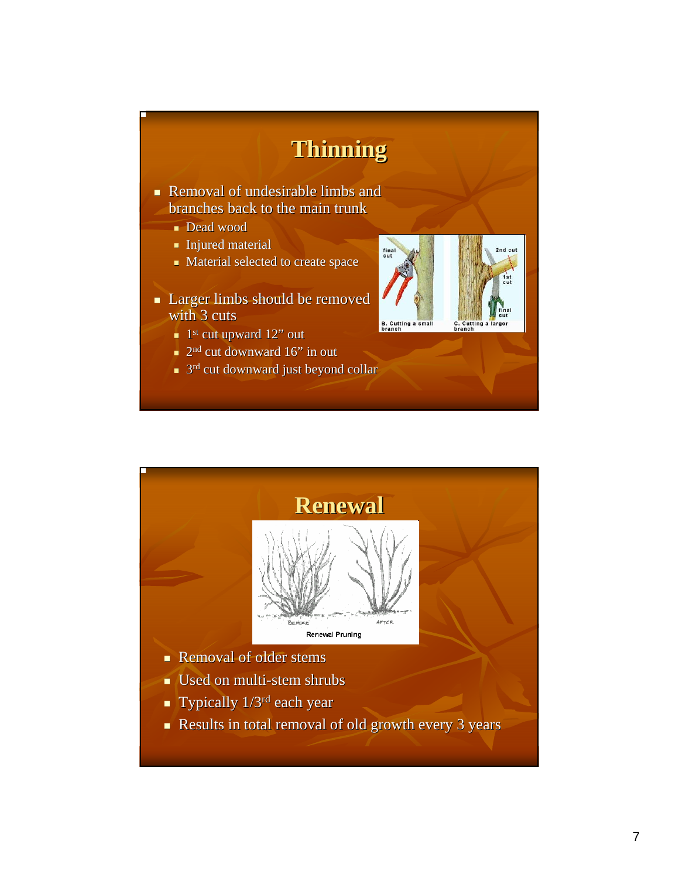## Thinning

- Removal of undesirable limbs and branches back to the main trunk
  - Dead wood
  - Injured material
  - Material selected to create space
- Larger limbs should be removed with 3 cuts
  - 1st cut upward 12" out
  - 2nd cut downward 16" in out
  - 3rd cut downward just beyond collar

## Renewal

- Removal of older stems
- Used on multi-stem shrubs
- Typically 1/3rd each year
- Results in total removal of old growth every 3 years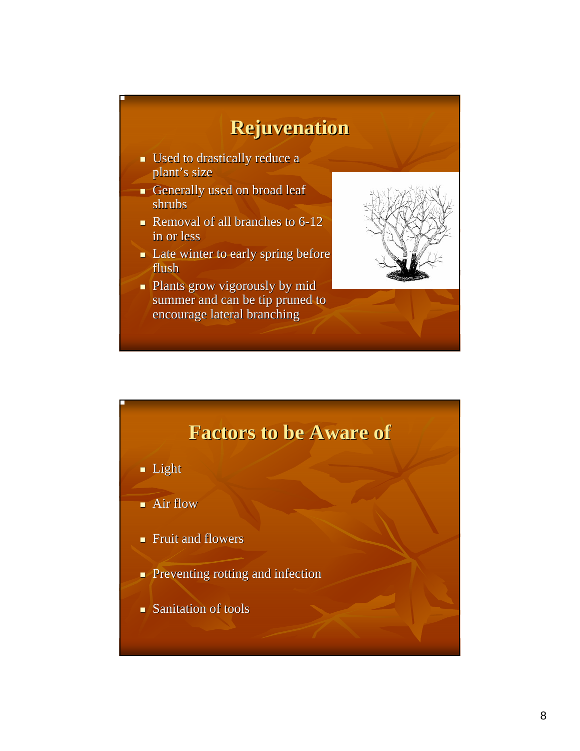## Rejuvenation

- Used to drastically reduce a plant's size
- Generally used on broad leaf shrubs
- Removal of all branches to 6-12 in or less
- Late winter to early spring before flush
- Plants grow vigorously by mid summer and can be tip pruned to encourage lateral branching

## Factors to be Aware of

- Light
- Air flow
- Fruit and flowers
- Preventing rotting and infection
- Sanitation of tools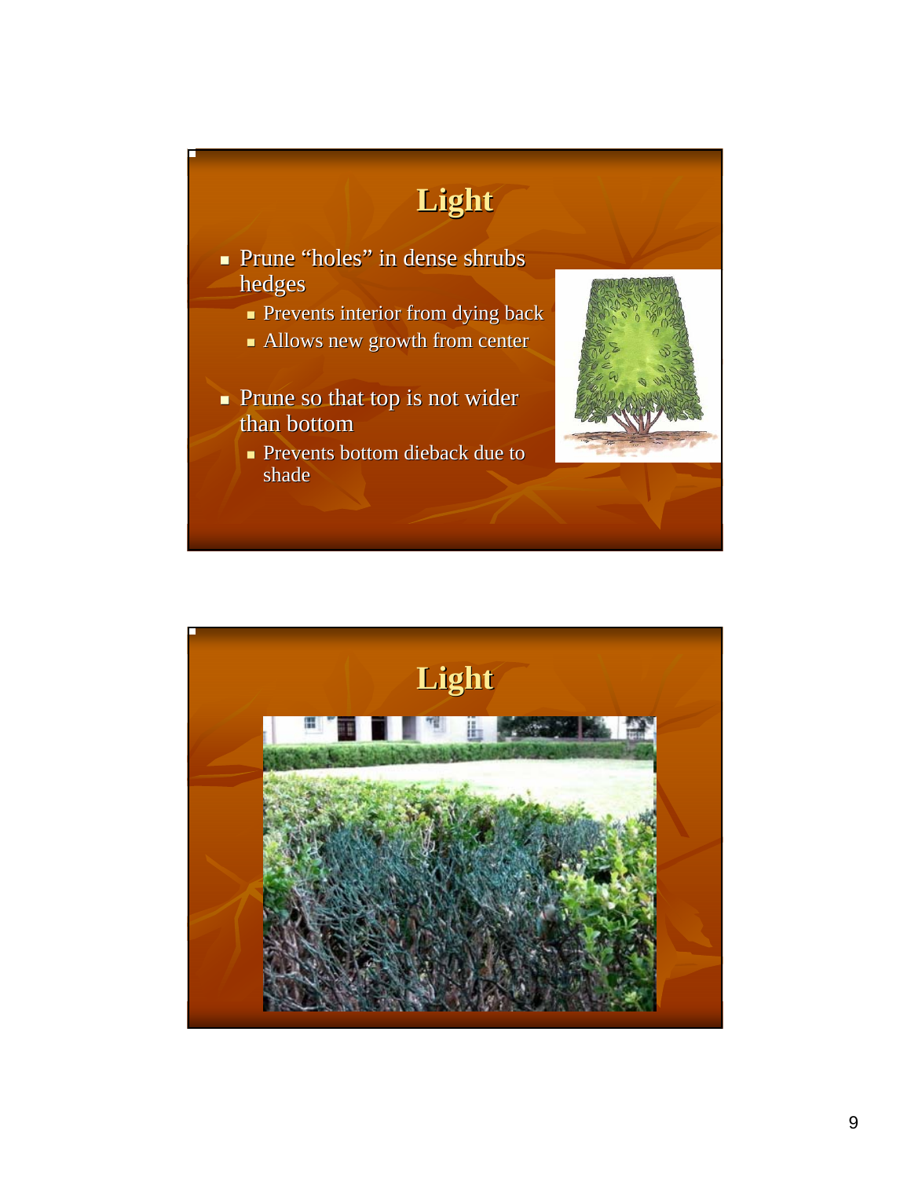## Light

- Prune “holes” in dense shrubs hedges
  - Prevents interior from dying back
  - Allows new growth from center
- Prune so that top is not wider than bottom
  - Prevents bottom dieback due to shade

## Light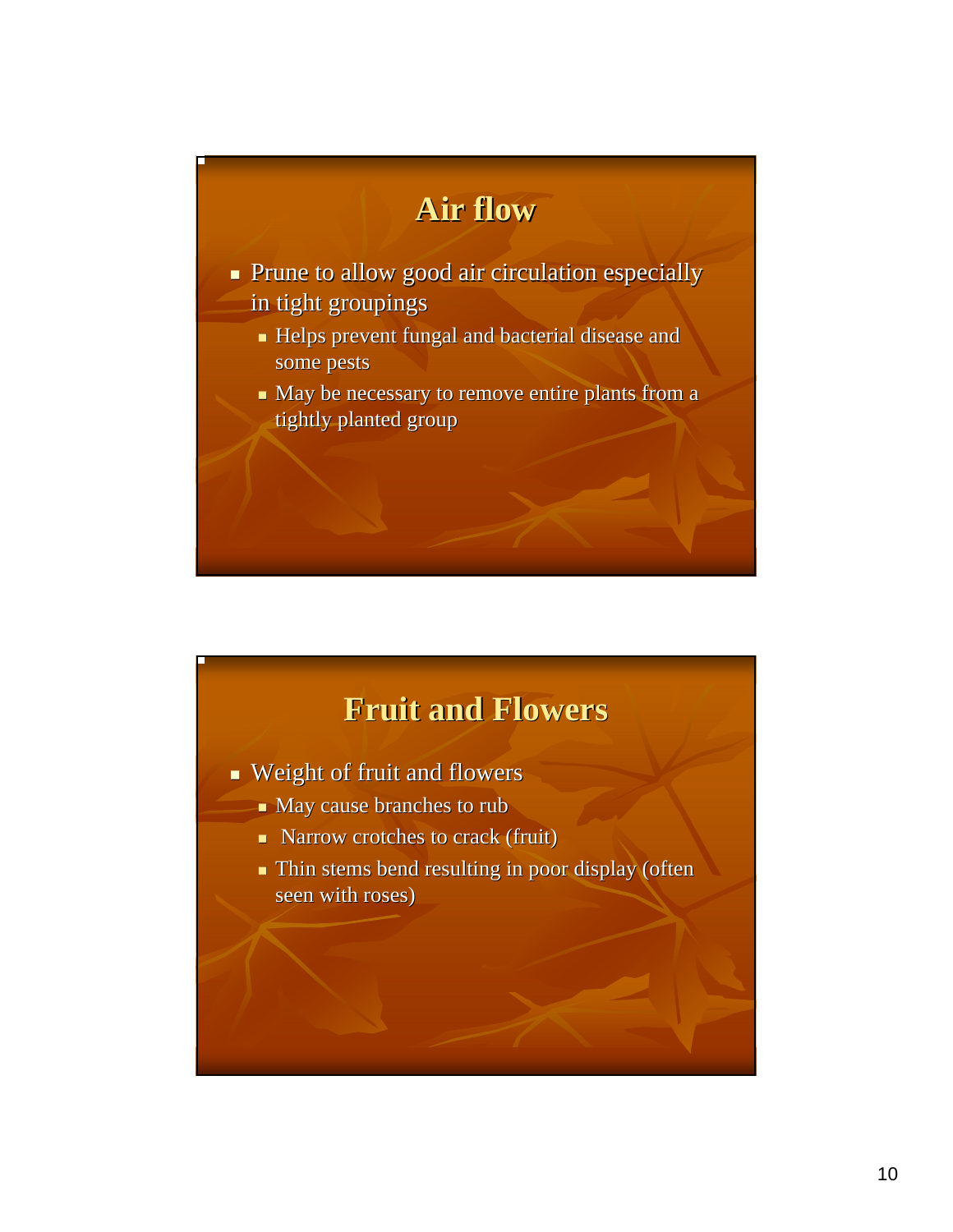## Air flow

- Prune to allow good air circulation especially in tight groupings
  - Helps prevent fungal and bacterial disease and some pests
  - May be necessary to remove entire plants from a tightly planted group

## Fruit and Flowers

- Weight of fruit and flowers
  - May cause branches to rub
  - Narrow crotches to crack (fruit)
  - Thin stems bend resulting in poor display (often seen with roses)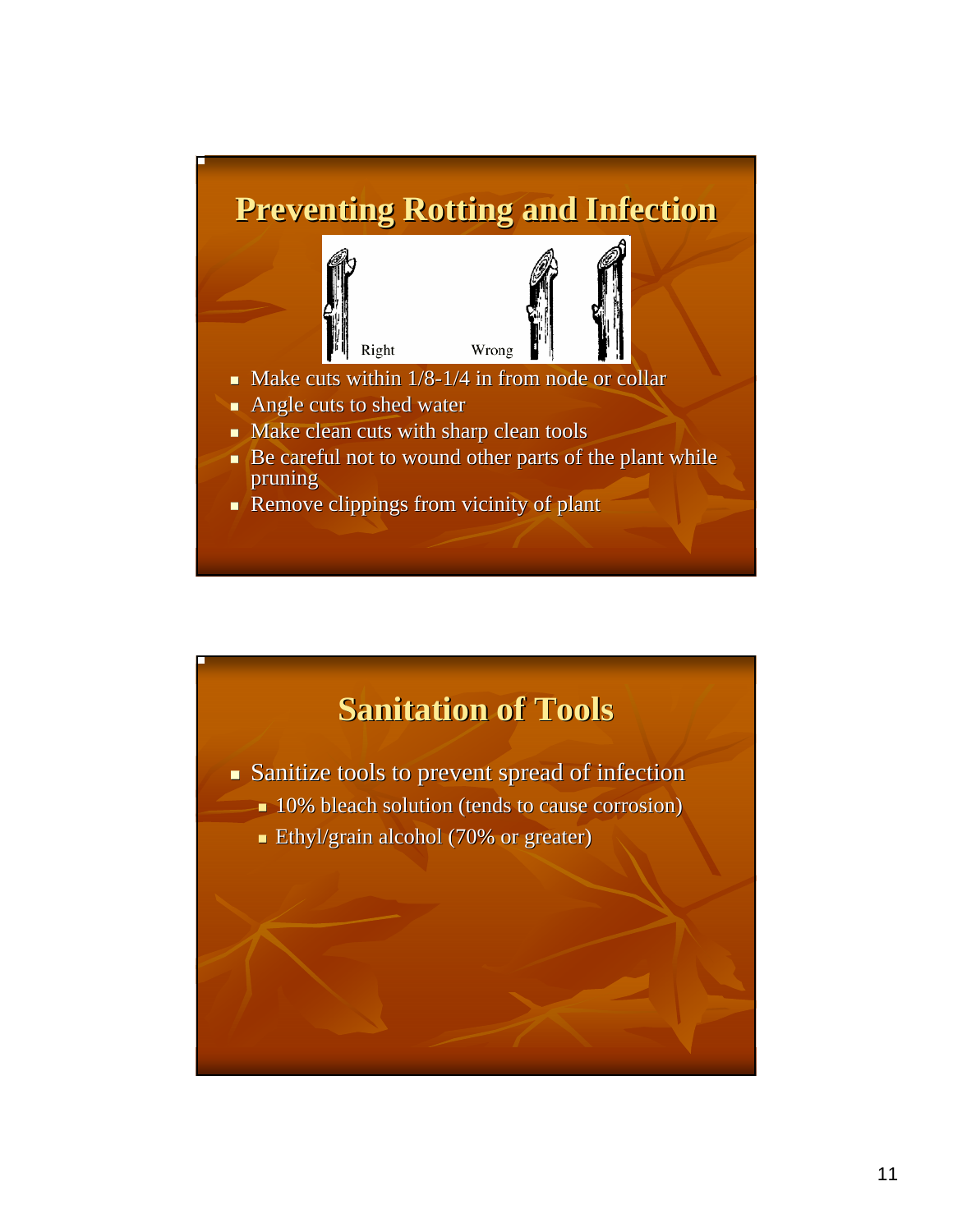## Preventing Rotting and Infection

Right Wrong

- Make cuts within 1/8-1/4 in from node or collar
- Angle cuts to shed water
- Make clean cuts with sharp clean tools
- Be careful not to wound other parts of the plant while pruning
- Remove clippings from vicinity of plant

## Sanitation of Tools

- Sanitize tools to prevent spread of infection
  - 10% bleach solution (tends to cause corrosion)
  - Ethyl/grain alcohol (70% or greater)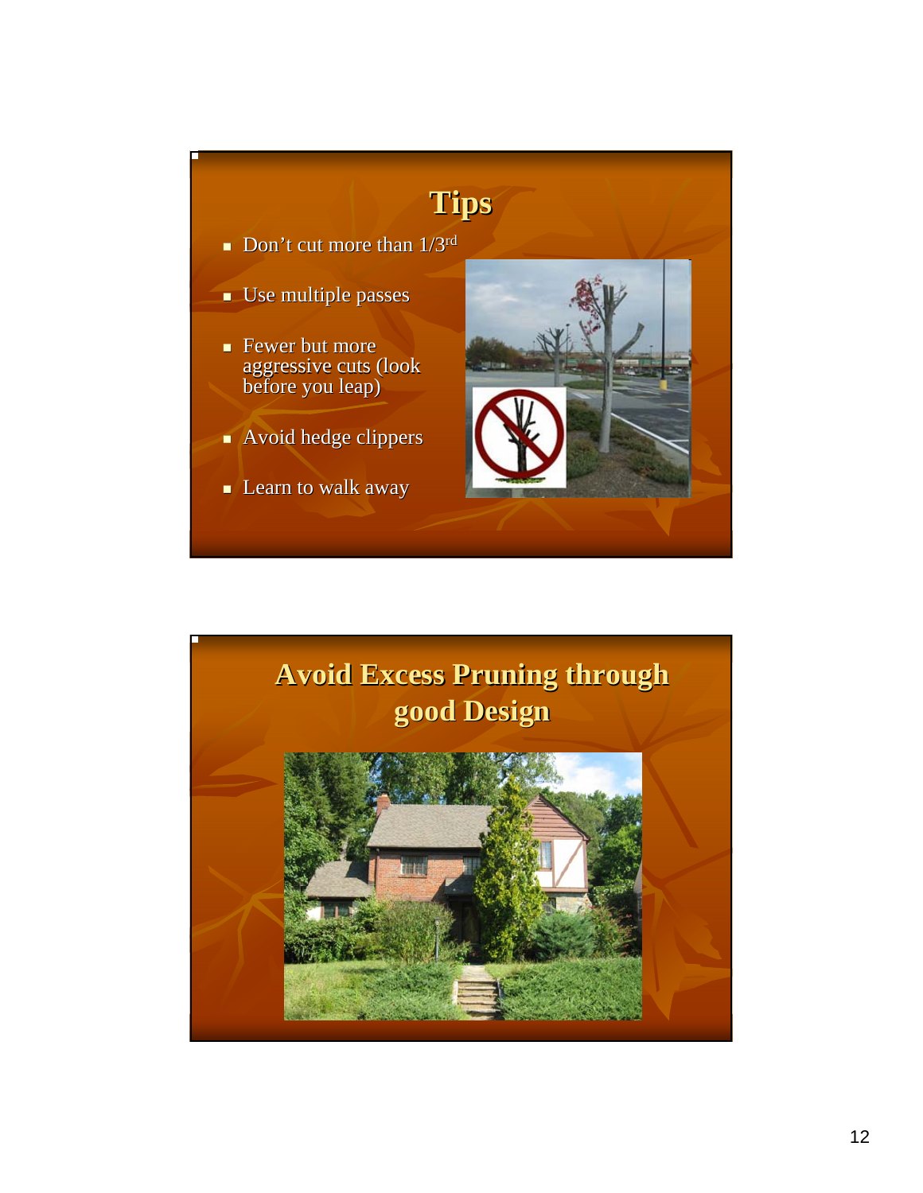# Tips

- Don't cut more than 1/3rd
- Use multiple passes
- Fewer but more aggressive cuts (look before you leap)
- Avoid hedge clippers
- Learn to walk away

# Avoid Excess Pruning through good Design